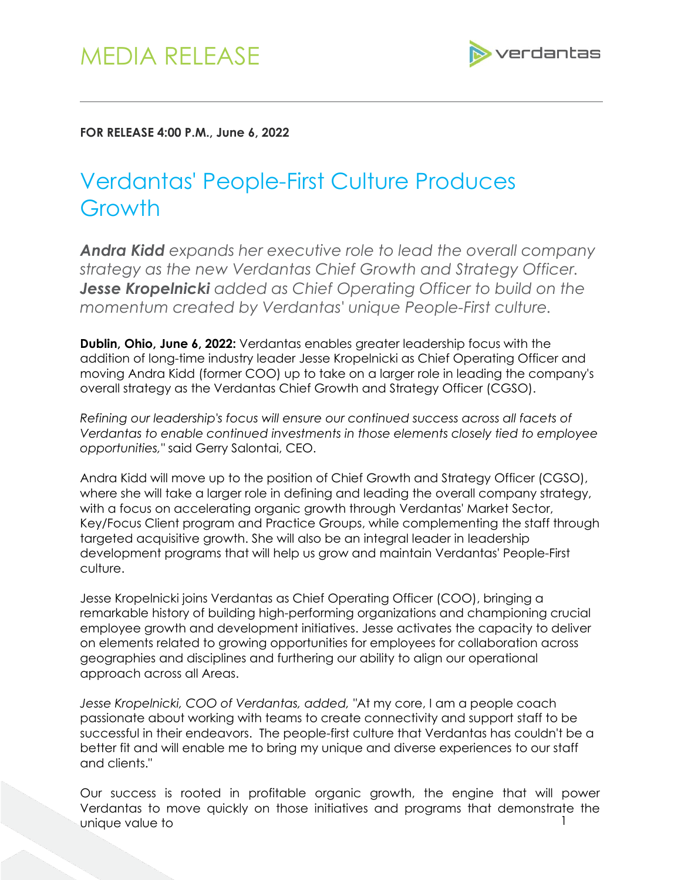# MEDIA RELEASE

**FOR RELEASE 4:00 P.M., June 6, 2022**

## Verdantas' People-First Culture Produces Growth

***Andra Kidd*** *expands her executive role to lead the overall company strategy as the new Verdantas Chief Growth and Strategy Officer.* ***Jesse Kropelnicki*** *added as Chief Operating Officer to build on the momentum created by Verdantas' unique People-First culture.*

**Dublin, Ohio, June 6, 2022:** Verdantas enables greater leadership focus with the addition of long-time industry leader Jesse Kropelnicki as Chief Operating Officer and moving Andra Kidd (former COO) up to take on a larger role in leading the company's overall strategy as the Verdantas Chief Growth and Strategy Officer (CGSO).

*Refining our leadership's focus will ensure our continued success across all facets of Verdantas to enable continued investments in those elements closely tied to employee opportunities,"* said Gerry Salontai, CEO.

Andra Kidd will move up to the position of Chief Growth and Strategy Officer (CGSO), where she will take a larger role in defining and leading the overall company strategy, with a focus on accelerating organic growth through Verdantas' Market Sector, Key/Focus Client program and Practice Groups, while complementing the staff through targeted acquisitive growth. She will also be an integral leader in leadership development programs that will help us grow and maintain Verdantas' People-First culture.

Jesse Kropelnicki joins Verdantas as Chief Operating Officer (COO), bringing a remarkable history of building high-performing organizations and championing crucial employee growth and development initiatives. Jesse activates the capacity to deliver on elements related to growing opportunities for employees for collaboration across geographies and disciplines and furthering our ability to align our operational approach across all Areas.

*Jesse Kropelnicki, COO of Verdantas, added,* "At my core, I am a people coach passionate about working with teams to create connectivity and support staff to be successful in their endeavors. The people-first culture that Verdantas has couldn't be a better fit and will enable me to bring my unique and diverse experiences to our staff and clients."

Our success is rooted in profitable organic growth, the engine that will power Verdantas to move quickly on those initiatives and programs that demonstrate the unique value to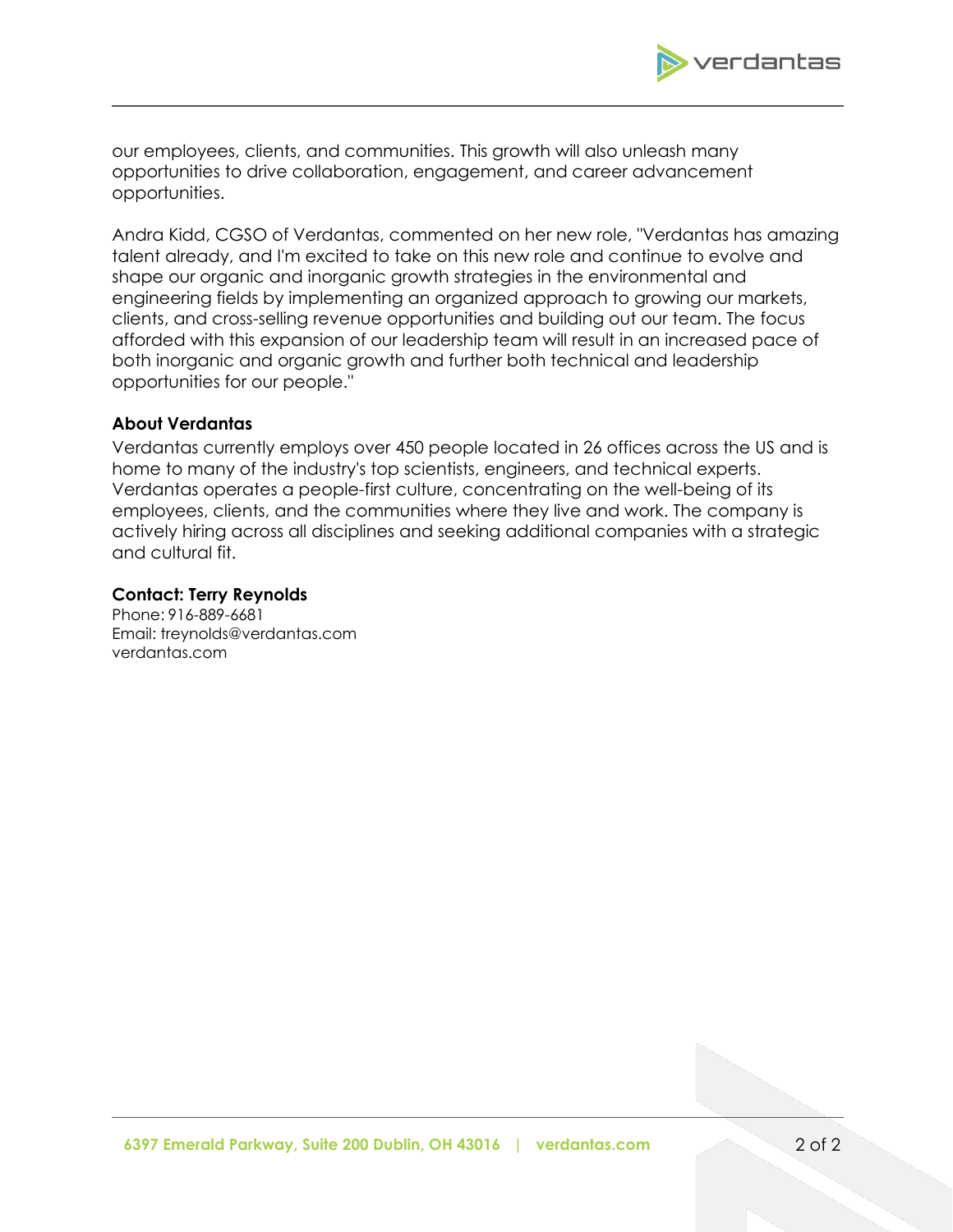our employees, clients, and communities. This growth will also unleash many opportunities to drive collaboration, engagement, and career advancement opportunities.

Andra Kidd, CGSO of Verdantas, commented on her new role, "Verdantas has amazing talent already, and I'm excited to take on this new role and continue to evolve and shape our organic and inorganic growth strategies in the environmental and engineering fields by implementing an organized approach to growing our markets, clients, and cross-selling revenue opportunities and building out our team. The focus afforded with this expansion of our leadership team will result in an increased pace of both inorganic and organic growth and further both technical and leadership opportunities for our people."

**About Verdantas**

Verdantas currently employs over 450 people located in 26 offices across the US and is home to many of the industry's top scientists, engineers, and technical experts. Verdantas operates a people-first culture, concentrating on the well-being of its employees, clients, and the communities where they live and work. The company is actively hiring across all disciplines and seeking additional companies with a strategic and cultural fit.

**Contact: Terry Reynolds**

Phone: 916-889-6681
Email: treynolds@verdantas.com
verdantas.com